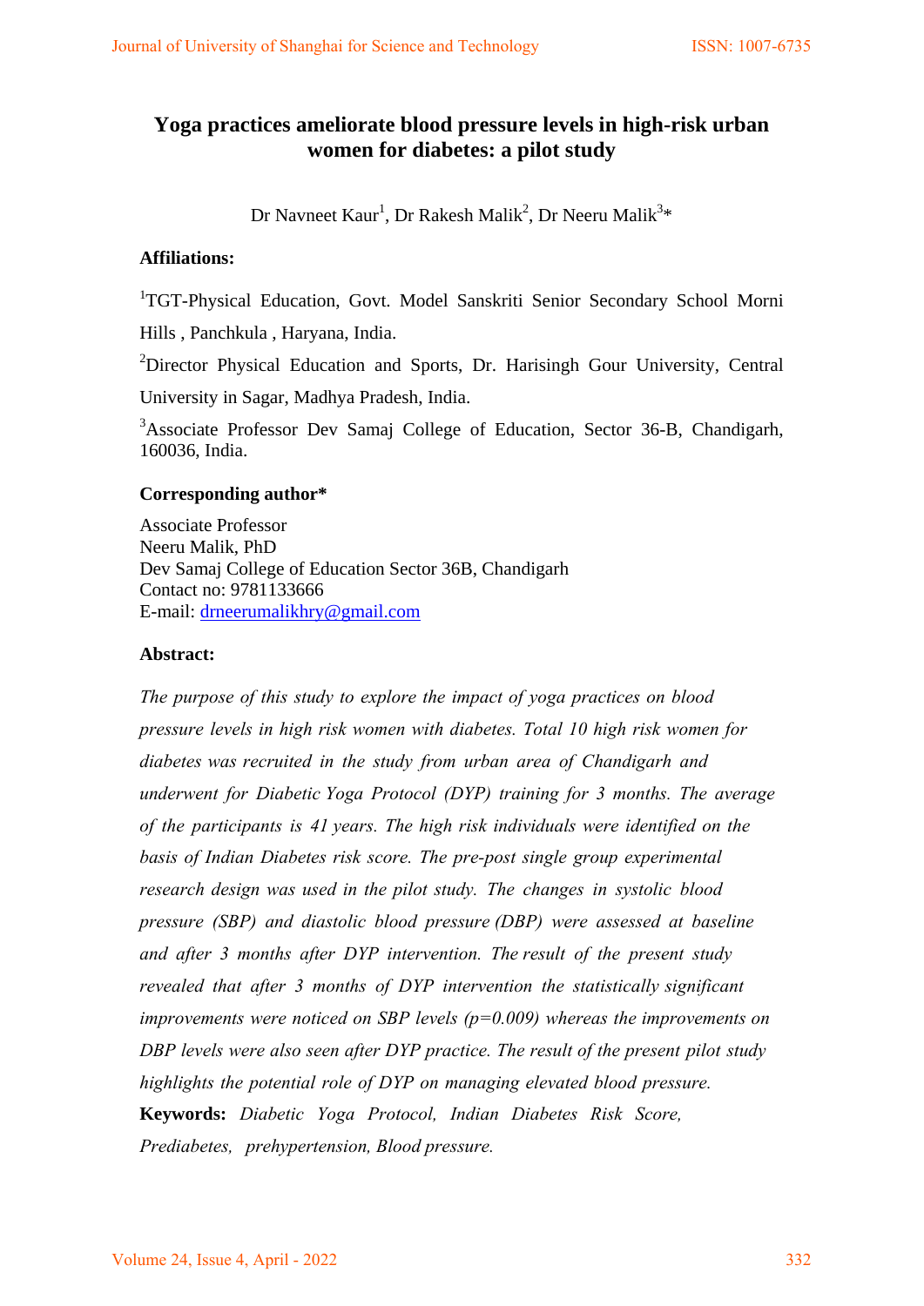# Yoga practices ameliorate blood pressure levels in high-risk urban women for diabetes: a pilot study

Dr Navneet Kaur[1], Dr Rakesh Malik[2], Dr Neeru Malik[3]*

**Affiliations:**

[1]TGT-Physical Education, Govt. Model Sanskriti Senior Secondary School Morni Hills , Panchkula , Haryana, India.

[2]Director Physical Education and Sports, Dr. Harisingh Gour University, Central University in Sagar, Madhya Pradesh, India.

[3]Associate Professor Dev Samaj College of Education, Sector 36-B, Chandigarh, 160036, India.

**Corresponding author***

Associate Professor
Neeru Malik, PhD
Dev Samaj College of Education Sector 36B, Chandigarh
Contact no: 9781133666
E-mail: drneerumalikhry@gmail.com

**Abstract:**

*The purpose of this study to explore the impact of yoga practices on blood pressure levels in high risk women with diabetes. Total 10 high risk women for diabetes was recruited in the study from urban area of Chandigarh and underwent for Diabetic Yoga Protocol (DYP) training for 3 months. The average of the participants is 41 years. The high risk individuals were identified on the basis of Indian Diabetes risk score. The pre-post single group experimental research design was used in the pilot study. The changes in systolic blood pressure (SBP) and diastolic blood pressure (DBP) were assessed at baseline and after 3 months after DYP intervention. The result of the present study revealed that after 3 months of DYP intervention the statistically significant improvements were noticed on SBP levels (p=0.009) whereas the improvements on DBP levels were also seen after DYP practice. The result of the present pilot study highlights the potential role of DYP on managing elevated blood pressure.*

**Keywords:** *Diabetic Yoga Protocol, Indian Diabetes Risk Score, Prediabetes, prehypertension, Blood pressure.*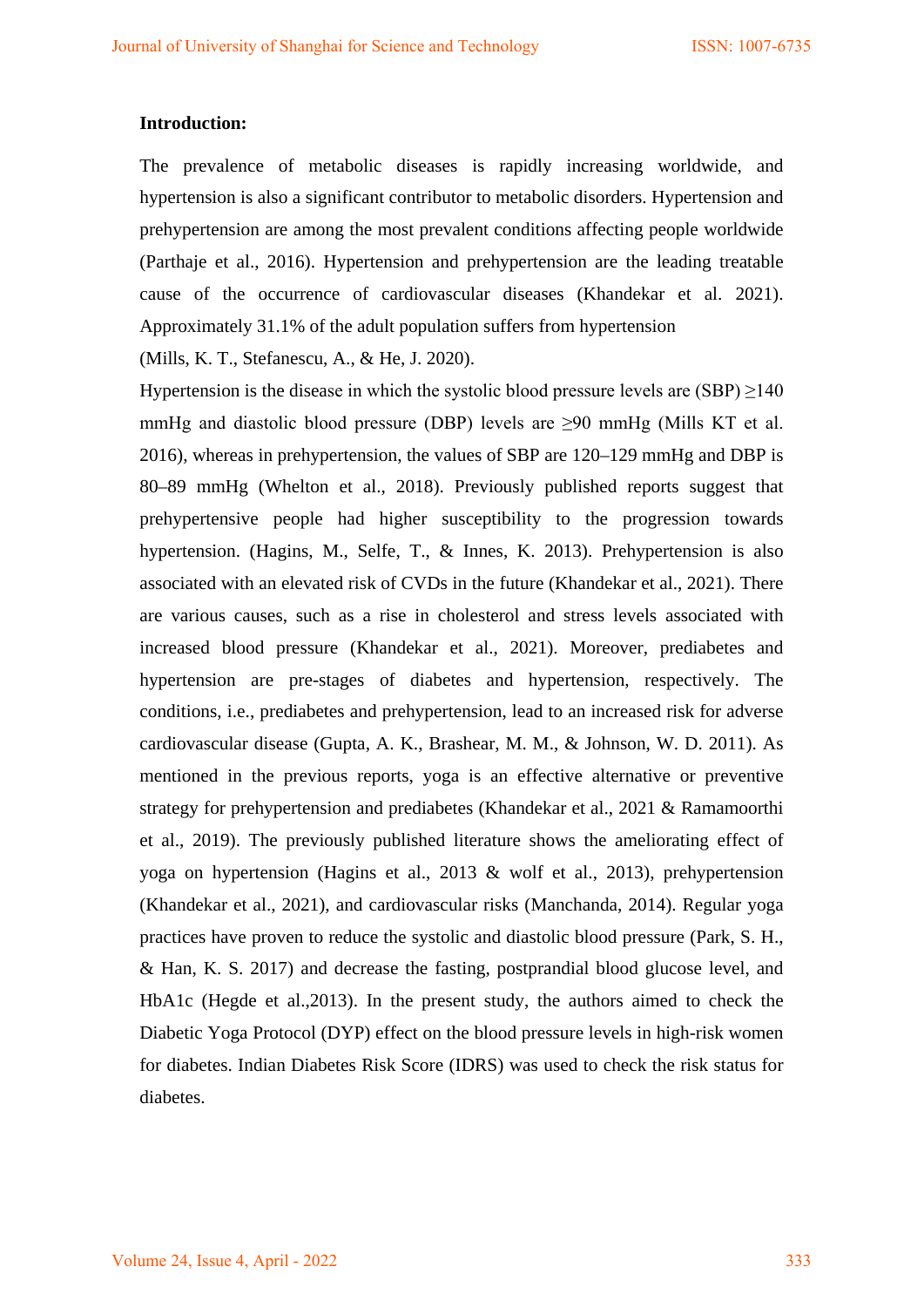**Introduction:**

The prevalence of metabolic diseases is rapidly increasing worldwide, and hypertension is also a significant contributor to metabolic disorders. Hypertension and prehypertension are among the most prevalent conditions affecting people worldwide (Parthaje et al., 2016). Hypertension and prehypertension are the leading treatable cause of the occurrence of cardiovascular diseases (Khandekar et al. 2021). Approximately 31.1% of the adult population suffers from hypertension

(Mills, K. T., Stefanescu, A., & He, J. 2020).

Hypertension is the disease in which the systolic blood pressure levels are (SBP) ≥140 mmHg and diastolic blood pressure (DBP) levels are ≥90 mmHg (Mills KT et al. 2016), whereas in prehypertension, the values of SBP are 120–129 mmHg and DBP is 80–89 mmHg (Whelton et al., 2018). Previously published reports suggest that prehypertensive people had higher susceptibility to the progression towards hypertension. (Hagins, M., Selfe, T., & Innes, K. 2013). Prehypertension is also associated with an elevated risk of CVDs in the future (Khandekar et al., 2021). There are various causes, such as a rise in cholesterol and stress levels associated with increased blood pressure (Khandekar et al., 2021). Moreover, prediabetes and hypertension are pre-stages of diabetes and hypertension, respectively. The conditions, i.e., prediabetes and prehypertension, lead to an increased risk for adverse cardiovascular disease (Gupta, A. K., Brashear, M. M., & Johnson, W. D. 2011). As mentioned in the previous reports, yoga is an effective alternative or preventive strategy for prehypertension and prediabetes (Khandekar et al., 2021 & Ramamoorthi et al., 2019). The previously published literature shows the ameliorating effect of yoga on hypertension (Hagins et al., 2013 & wolf et al., 2013), prehypertension (Khandekar et al., 2021), and cardiovascular risks (Manchanda, 2014). Regular yoga practices have proven to reduce the systolic and diastolic blood pressure (Park, S. H., & Han, K. S. 2017) and decrease the fasting, postprandial blood glucose level, and HbA1c (Hegde et al.,2013). In the present study, the authors aimed to check the Diabetic Yoga Protocol (DYP) effect on the blood pressure levels in high-risk women for diabetes. Indian Diabetes Risk Score (IDRS) was used to check the risk status for diabetes.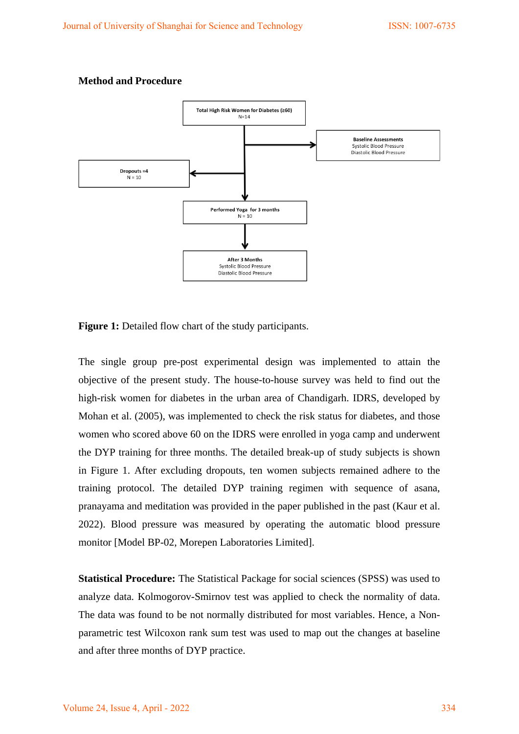**Method and Procedure**

Total High Risk Women for Diabetes (≥60)
N=14

Baseline Assessments
Systolic Blood Pressure
Diastolic Blood Pressure

Dropouts =4
N = 10

Performed Yoga for 3 months
N = 10

After 3 Months
Systolic Blood Pressure
Diastolic Blood Pressure

**Figure 1:** Detailed flow chart of the study participants.

The single group pre-post experimental design was implemented to attain the objective of the present study. The house-to-house survey was held to find out the high-risk women for diabetes in the urban area of Chandigarh. IDRS, developed by Mohan et al. (2005), was implemented to check the risk status for diabetes, and those women who scored above 60 on the IDRS were enrolled in yoga camp and underwent the DYP training for three months. The detailed break-up of study subjects is shown in Figure 1. After excluding dropouts, ten women subjects remained adhere to the training protocol. The detailed DYP training regimen with sequence of asana, pranayama and meditation was provided in the paper published in the past (Kaur et al. 2022). Blood pressure was measured by operating the automatic blood pressure monitor [Model BP-02, Morepen Laboratories Limited].

**Statistical Procedure:** The Statistical Package for social sciences (SPSS) was used to analyze data. Kolmogorov-Smirnov test was applied to check the normality of data. The data was found to be not normally distributed for most variables. Hence, a Non-parametric test Wilcoxon rank sum test was used to map out the changes at baseline and after three months of DYP practice.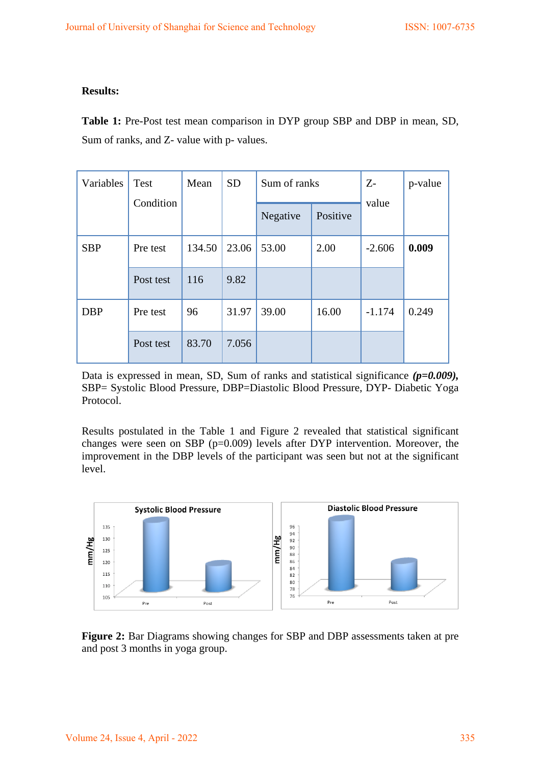**Results:**

**Table 1:** Pre-Post test mean comparison in DYP group SBP and DBP in mean, SD, Sum of ranks, and Z- value with p- values.

| Variables | Test Condition | Mean | SD | Sum of ranks | | Z-value | p-value |
|---|---|---|---|---|---|---|---|
| | | | | Negative | Positive | | |
| SBP | Pre test | 134.50 | 23.06 | 53.00 | 2.00 | -2.606 | **0.009** |
| | Post test | 116 | 9.82 | | | | |
| DBP | Pre test | 96 | 31.97 | 39.00 | 16.00 | -1.174 | 0.249 |
| | Post test | 83.70 | 7.056 | | | | |

Data is expressed in mean, SD, Sum of ranks and statistical significance ***(p=0.009),*** SBP= Systolic Blood Pressure, DBP=Diastolic Blood Pressure, DYP- Diabetic Yoga Protocol.

Results postulated in the Table 1 and Figure 2 revealed that statistical significant changes were seen on SBP (p=0.009) levels after DYP intervention. Moreover, the improvement in the DBP levels of the participant was seen but not at the significant level.

**Figure 2:** Bar Diagrams showing changes for SBP and DBP assessments taken at pre and post 3 months in yoga group.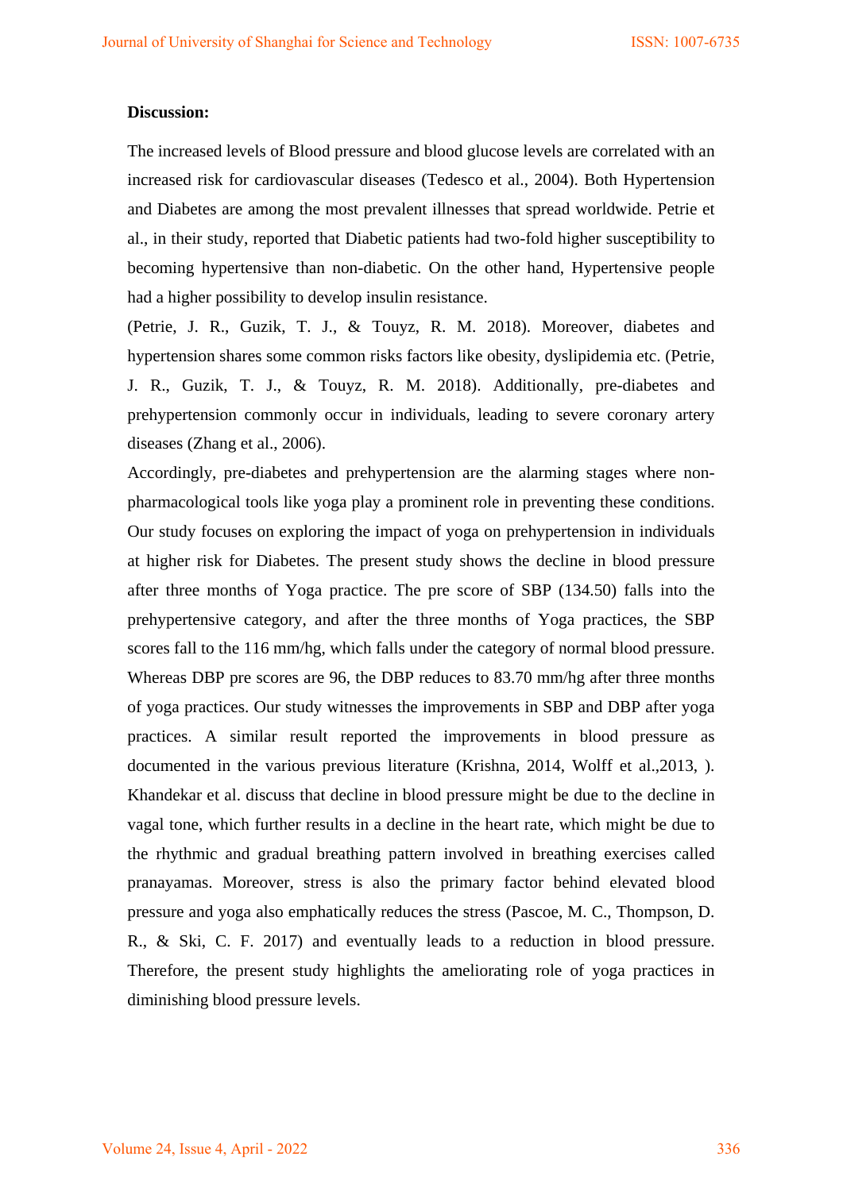**Discussion:**

The increased levels of Blood pressure and blood glucose levels are correlated with an increased risk for cardiovascular diseases (Tedesco et al., 2004). Both Hypertension and Diabetes are among the most prevalent illnesses that spread worldwide. Petrie et al., in their study, reported that Diabetic patients had two-fold higher susceptibility to becoming hypertensive than non-diabetic. On the other hand, Hypertensive people had a higher possibility to develop insulin resistance.

(Petrie, J. R., Guzik, T. J., & Touyz, R. M. 2018). Moreover, diabetes and hypertension shares some common risks factors like obesity, dyslipidemia etc. (Petrie, J. R., Guzik, T. J., & Touyz, R. M. 2018). Additionally, pre-diabetes and prehypertension commonly occur in individuals, leading to severe coronary artery diseases (Zhang et al., 2006).

Accordingly, pre-diabetes and prehypertension are the alarming stages where non-pharmacological tools like yoga play a prominent role in preventing these conditions. Our study focuses on exploring the impact of yoga on prehypertension in individuals at higher risk for Diabetes. The present study shows the decline in blood pressure after three months of Yoga practice. The pre score of SBP (134.50) falls into the prehypertensive category, and after the three months of Yoga practices, the SBP scores fall to the 116 mm/hg, which falls under the category of normal blood pressure. Whereas DBP pre scores are 96, the DBP reduces to 83.70 mm/hg after three months of yoga practices. Our study witnesses the improvements in SBP and DBP after yoga practices. A similar result reported the improvements in blood pressure as documented in the various previous literature (Krishna, 2014, Wolff et al.,2013, ). Khandekar et al. discuss that decline in blood pressure might be due to the decline in vagal tone, which further results in a decline in the heart rate, which might be due to the rhythmic and gradual breathing pattern involved in breathing exercises called pranayamas. Moreover, stress is also the primary factor behind elevated blood pressure and yoga also emphatically reduces the stress (Pascoe, M. C., Thompson, D. R., & Ski, C. F. 2017) and eventually leads to a reduction in blood pressure. Therefore, the present study highlights the ameliorating role of yoga practices in diminishing blood pressure levels.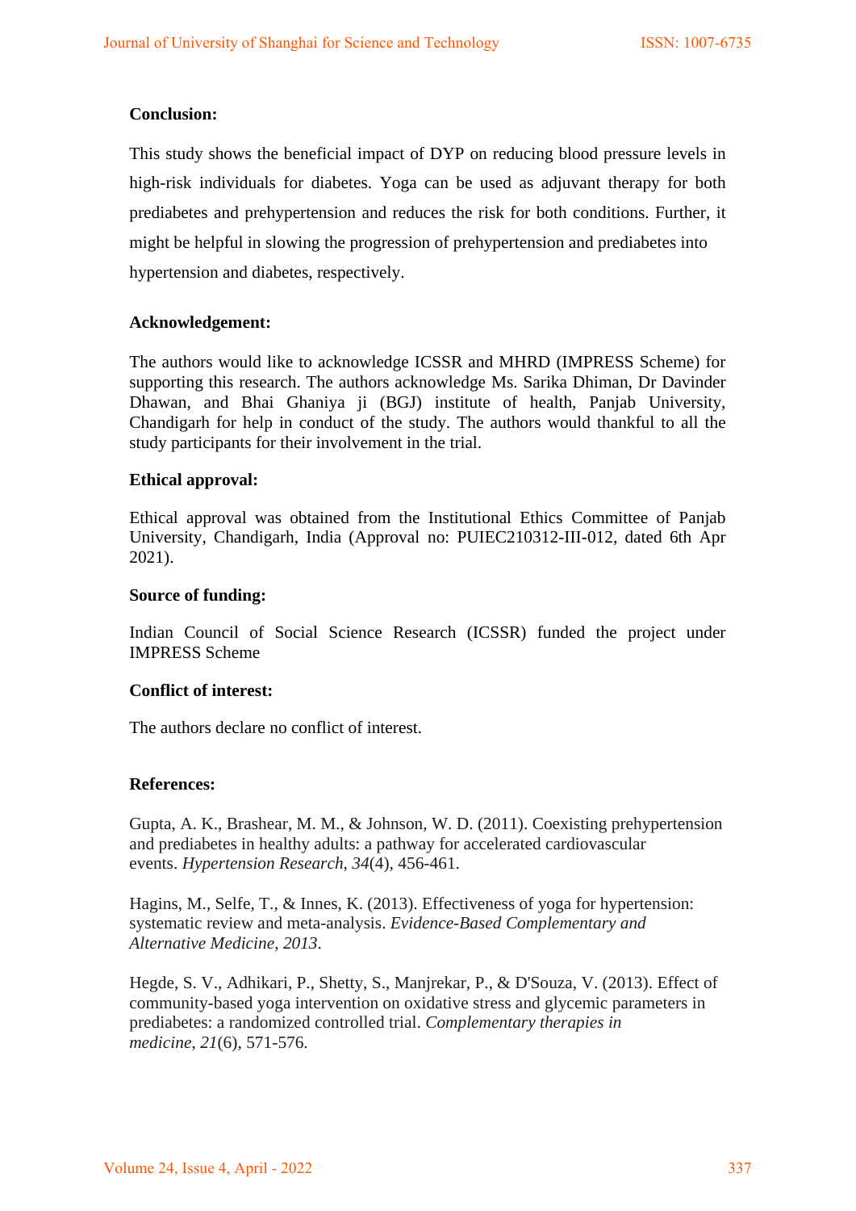**Conclusion:**

This study shows the beneficial impact of DYP on reducing blood pressure levels in high-risk individuals for diabetes. Yoga can be used as adjuvant therapy for both prediabetes and prehypertension and reduces the risk for both conditions. Further, it might be helpful in slowing the progression of prehypertension and prediabetes into hypertension and diabetes, respectively.

**Acknowledgement:**

The authors would like to acknowledge ICSSR and MHRD (IMPRESS Scheme) for supporting this research. The authors acknowledge Ms. Sarika Dhiman, Dr Davinder Dhawan, and Bhai Ghaniya ji (BGJ) institute of health, Panjab University, Chandigarh for help in conduct of the study. The authors would thankful to all the study participants for their involvement in the trial.

**Ethical approval:**

Ethical approval was obtained from the Institutional Ethics Committee of Panjab University, Chandigarh, India (Approval no: PUIEC210312-III-012, dated 6th Apr 2021).

**Source of funding:**

Indian Council of Social Science Research (ICSSR) funded the project under IMPRESS Scheme

**Conflict of interest:**

The authors declare no conflict of interest.

**References:**

Gupta, A. K., Brashear, M. M., & Johnson, W. D. (2011). Coexisting prehypertension and prediabetes in healthy adults: a pathway for accelerated cardiovascular events. *Hypertension Research*, *34*(4), 456-461.

Hagins, M., Selfe, T., & Innes, K. (2013). Effectiveness of yoga for hypertension: systematic review and meta-analysis. *Evidence-Based Complementary and Alternative Medicine*, *2013*.

Hegde, S. V., Adhikari, P., Shetty, S., Manjrekar, P., & D'Souza, V. (2013). Effect of community-based yoga intervention on oxidative stress and glycemic parameters in prediabetes: a randomized controlled trial. *Complementary therapies in medicine*, *21*(6), 571-576.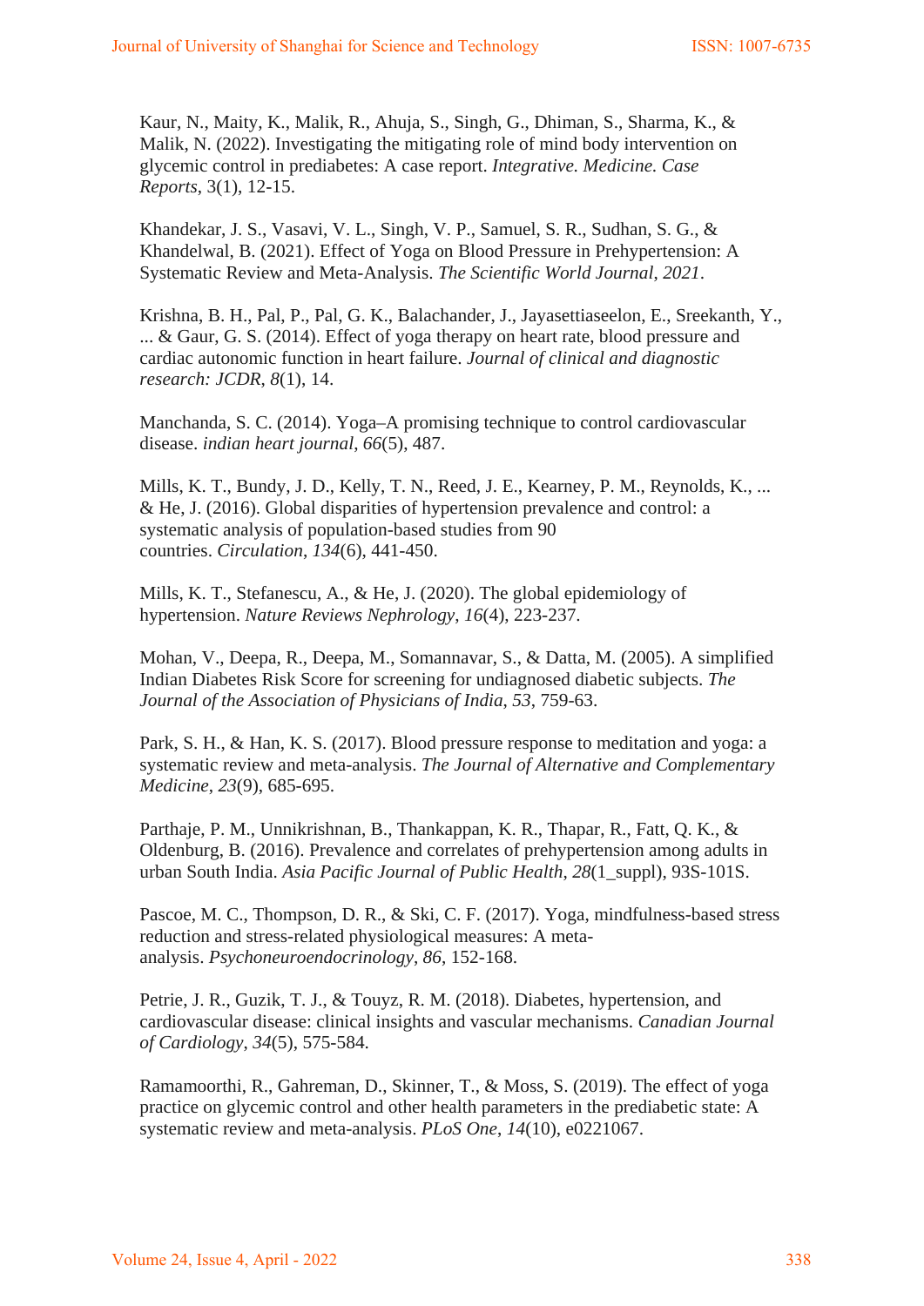Kaur, N., Maity, K., Malik, R., Ahuja, S., Singh, G., Dhiman, S., Sharma, K., & Malik, N. (2022). Investigating the mitigating role of mind body intervention on glycemic control in prediabetes: A case report. *Integrative. Medicine. Case Reports*, 3(1), 12-15.

Khandekar, J. S., Vasavi, V. L., Singh, V. P., Samuel, S. R., Sudhan, S. G., & Khandelwal, B. (2021). Effect of Yoga on Blood Pressure in Prehypertension: A Systematic Review and Meta-Analysis. *The Scientific World Journal*, *2021*.

Krishna, B. H., Pal, P., Pal, G. K., Balachander, J., Jayasettiaseelon, E., Sreekanth, Y., ... & Gaur, G. S. (2014). Effect of yoga therapy on heart rate, blood pressure and cardiac autonomic function in heart failure. *Journal of clinical and diagnostic research: JCDR*, *8*(1), 14.

Manchanda, S. C. (2014). Yoga–A promising technique to control cardiovascular disease. *indian heart journal*, *66*(5), 487.

Mills, K. T., Bundy, J. D., Kelly, T. N., Reed, J. E., Kearney, P. M., Reynolds, K., ... & He, J. (2016). Global disparities of hypertension prevalence and control: a systematic analysis of population-based studies from 90 countries. *Circulation*, *134*(6), 441-450.

Mills, K. T., Stefanescu, A., & He, J. (2020). The global epidemiology of hypertension. *Nature Reviews Nephrology*, *16*(4), 223-237.

Mohan, V., Deepa, R., Deepa, M., Somannavar, S., & Datta, M. (2005). A simplified Indian Diabetes Risk Score for screening for undiagnosed diabetic subjects. *The Journal of the Association of Physicians of India*, *53*, 759-63.

Park, S. H., & Han, K. S. (2017). Blood pressure response to meditation and yoga: a systematic review and meta-analysis. *The Journal of Alternative and Complementary Medicine*, *23*(9), 685-695.

Parthaje, P. M., Unnikrishnan, B., Thankappan, K. R., Thapar, R., Fatt, Q. K., & Oldenburg, B. (2016). Prevalence and correlates of prehypertension among adults in urban South India. *Asia Pacific Journal of Public Health*, *28*(1_suppl), 93S-101S.

Pascoe, M. C., Thompson, D. R., & Ski, C. F. (2017). Yoga, mindfulness-based stress reduction and stress-related physiological measures: A meta-analysis. *Psychoneuroendocrinology*, *86*, 152-168.

Petrie, J. R., Guzik, T. J., & Touyz, R. M. (2018). Diabetes, hypertension, and cardiovascular disease: clinical insights and vascular mechanisms. *Canadian Journal of Cardiology*, *34*(5), 575-584.

Ramamoorthi, R., Gahreman, D., Skinner, T., & Moss, S. (2019). The effect of yoga practice on glycemic control and other health parameters in the prediabetic state: A systematic review and meta-analysis. *PLoS One*, *14*(10), e0221067.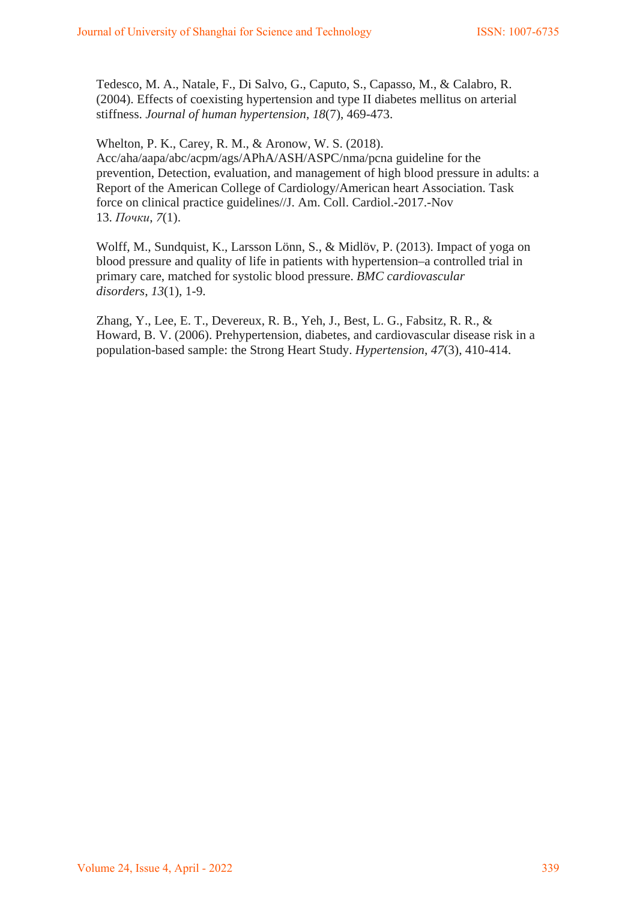Tedesco, M. A., Natale, F., Di Salvo, G., Caputo, S., Capasso, M., & Calabro, R. (2004). Effects of coexisting hypertension and type II diabetes mellitus on arterial stiffness. *Journal of human hypertension*, *18*(7), 469-473.

Whelton, P. K., Carey, R. M., & Aronow, W. S. (2018). Acc/aha/aapa/abc/acpm/ags/APhA/ASH/ASPC/nma/pcna guideline for the prevention, Detection, evaluation, and management of high blood pressure in adults: a Report of the American College of Cardiology/American heart Association. Task force on clinical practice guidelines//J. Am. Coll. Cardiol.-2017.-Nov 13. *Почки*, *7*(1).

Wolff, M., Sundquist, K., Larsson Lönn, S., & Midlöv, P. (2013). Impact of yoga on blood pressure and quality of life in patients with hypertension–a controlled trial in primary care, matched for systolic blood pressure. *BMC cardiovascular disorders*, *13*(1), 1-9.

Zhang, Y., Lee, E. T., Devereux, R. B., Yeh, J., Best, L. G., Fabsitz, R. R., & Howard, B. V. (2006). Prehypertension, diabetes, and cardiovascular disease risk in a population-based sample: the Strong Heart Study. *Hypertension*, *47*(3), 410-414.